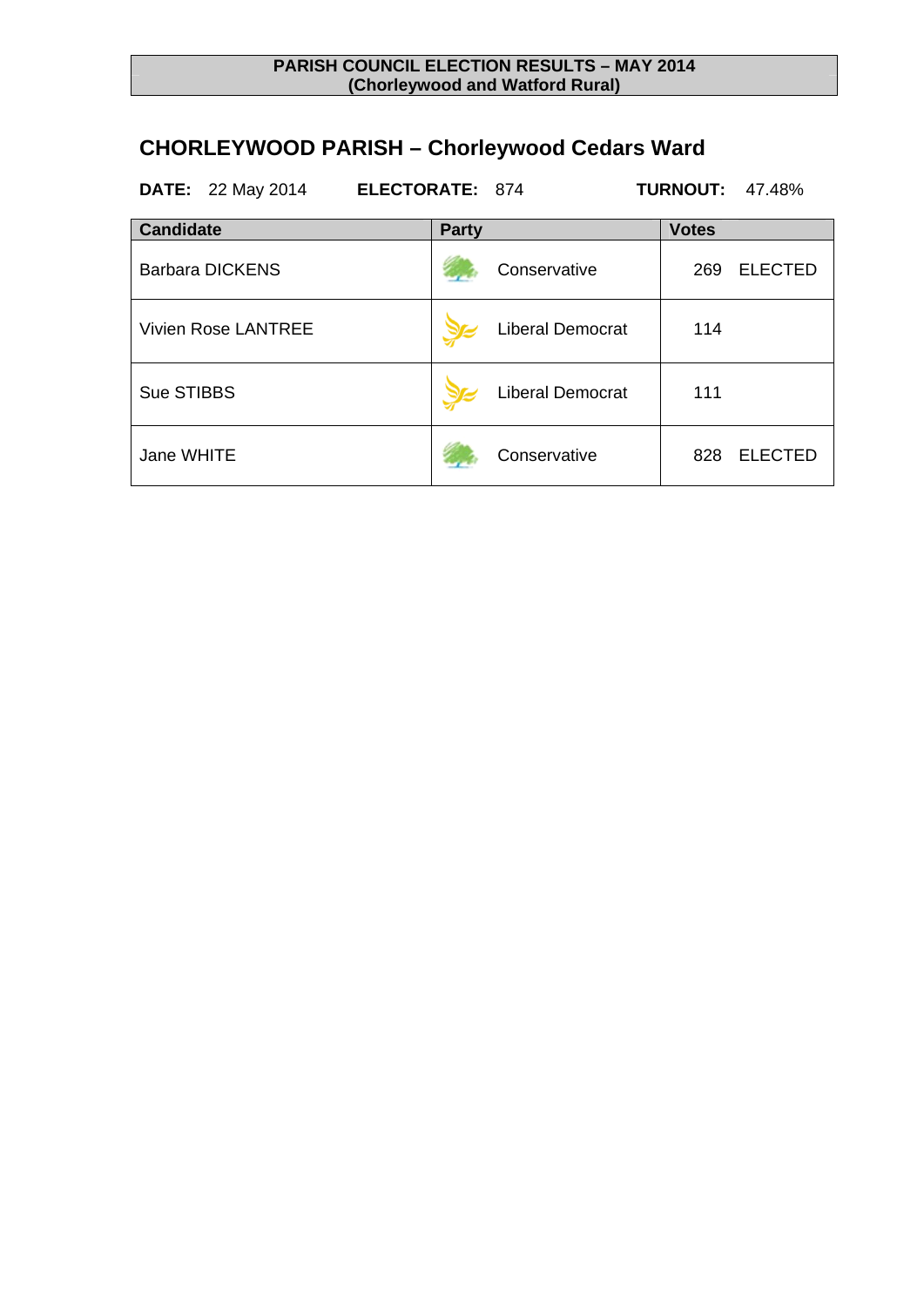**PARISH COUNCIL ELECTION RESULTS – MAY 2014**
**(Chorleywood and Watford Rural)**

## CHORLEYWOOD PARISH – Chorleywood Cedars Ward

**DATE:** 22 May 2014 **ELECTORATE:** 874 **TURNOUT:** 47.48%

| Candidate | Party | Votes |
|---|---|---|
| Barbara DICKENS | Conservative | 269 ELECTED |
| Vivien Rose LANTREE | Liberal Democrat | 114 |
| Sue STIBBS | Liberal Democrat | 111 |
| Jane WHITE | Conservative | 828 ELECTED |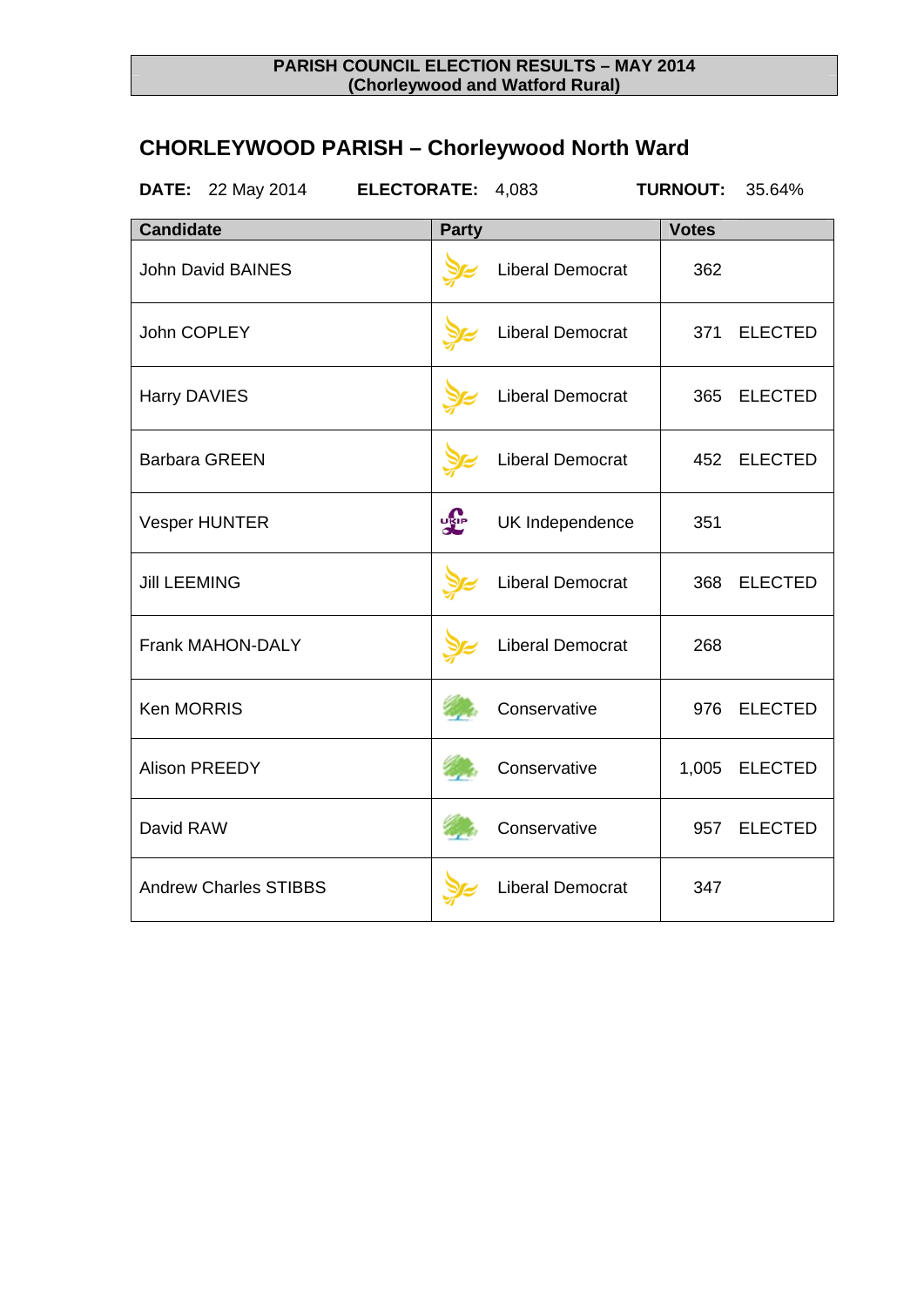**PARISH COUNCIL ELECTION RESULTS – MAY 2014**
**(Chorleywood and Watford Rural)**

## CHORLEYWOOD PARISH – Chorleywood North Ward

**DATE:** 22 May 2014 **ELECTORATE:** 4,083 **TURNOUT:** 35.64%

| Candidate | Party | Votes | |
|---|---|---|---|
| John David BAINES | Liberal Democrat | 362 | |
| John COPLEY | Liberal Democrat | 371 | ELECTED |
| Harry DAVIES | Liberal Democrat | 365 | ELECTED |
| Barbara GREEN | Liberal Democrat | 452 | ELECTED |
| Vesper HUNTER | UK Independence | 351 | |
| Jill LEEMING | Liberal Democrat | 368 | ELECTED |
| Frank MAHON-DALY | Liberal Democrat | 268 | |
| Ken MORRIS | Conservative | 976 | ELECTED |
| Alison PREEDY | Conservative | 1,005 | ELECTED |
| David RAW | Conservative | 957 | ELECTED |
| Andrew Charles STIBBS | Liberal Democrat | 347 | |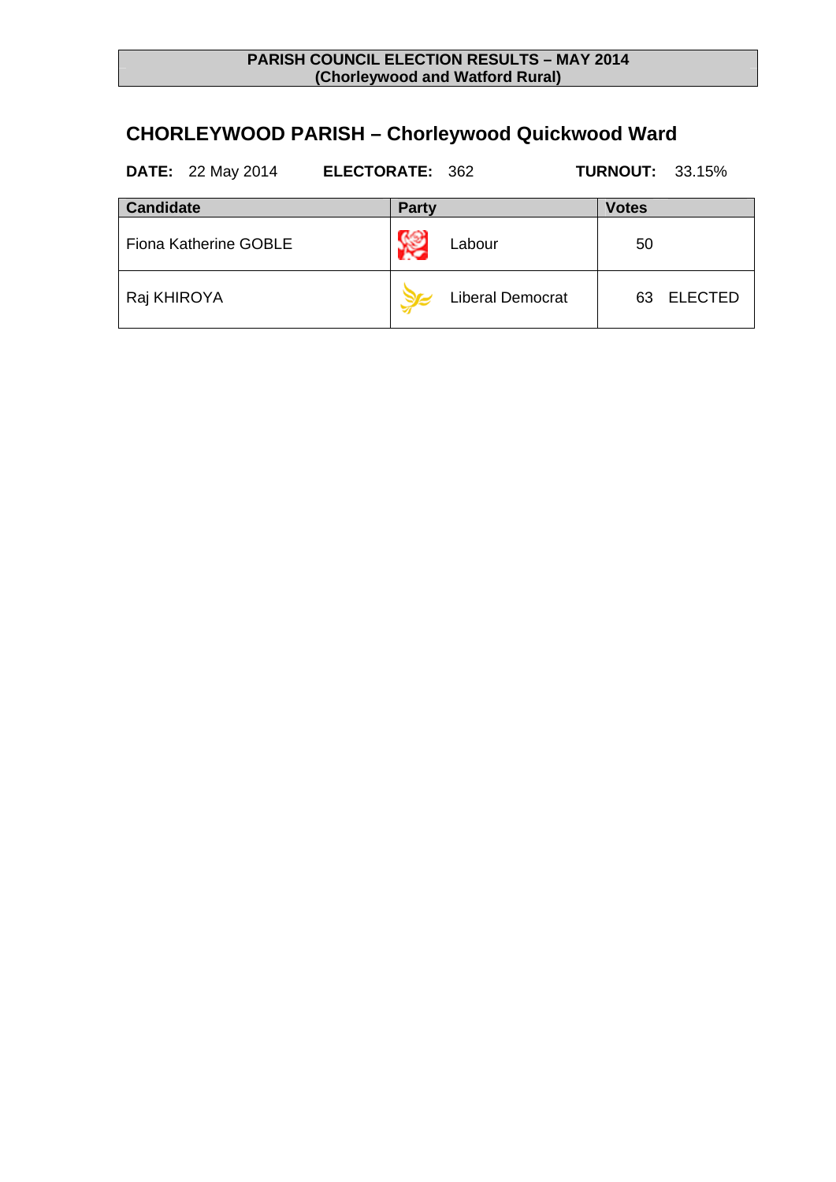**PARISH COUNCIL ELECTION RESULTS – MAY 2014**
**(Chorleywood and Watford Rural)**

## CHORLEYWOOD PARISH – Chorleywood Quickwood Ward

**DATE:** 22 May 2014 **ELECTORATE:** 362 **TURNOUT:** 33.15%

| Candidate | Party | Votes |
|---|---|---|
| Fiona Katherine GOBLE | Labour | 50 |
| Raj KHIROYA | Liberal Democrat | 63 ELECTED |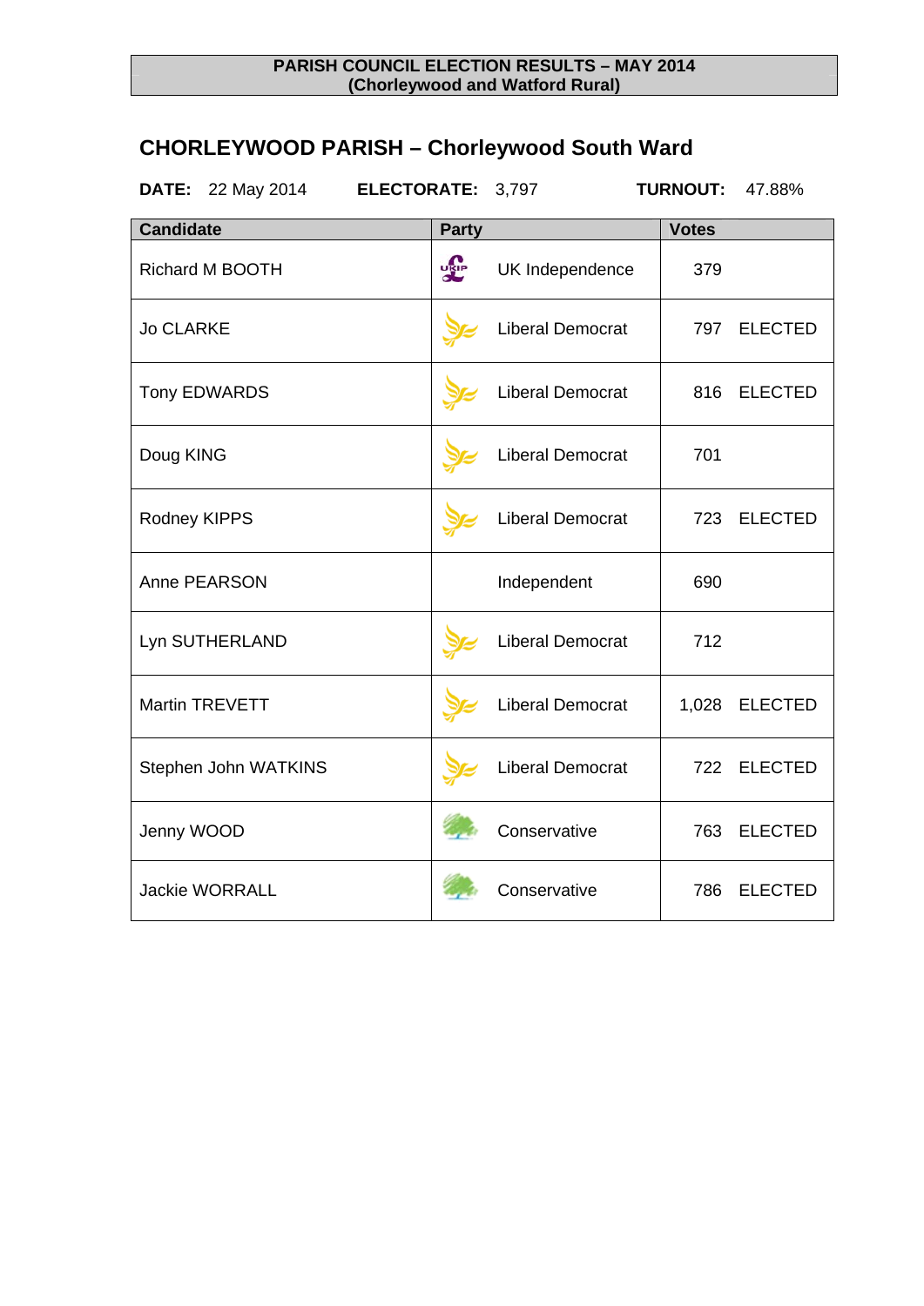**PARISH COUNCIL ELECTION RESULTS – MAY 2014**
**(Chorleywood and Watford Rural)**

## CHORLEYWOOD PARISH – Chorleywood South Ward

**DATE:** 22 May 2014 **ELECTORATE:** 3,797 **TURNOUT:** 47.88%

| Candidate | Party | Votes | |
|---|---|---|---|
| Richard M BOOTH | UK Independence | 379 | |
| Jo CLARKE | Liberal Democrat | 797 | ELECTED |
| Tony EDWARDS | Liberal Democrat | 816 | ELECTED |
| Doug KING | Liberal Democrat | 701 | |
| Rodney KIPPS | Liberal Democrat | 723 | ELECTED |
| Anne PEARSON | Independent | 690 | |
| Lyn SUTHERLAND | Liberal Democrat | 712 | |
| Martin TREVETT | Liberal Democrat | 1,028 | ELECTED |
| Stephen John WATKINS | Liberal Democrat | 722 | ELECTED |
| Jenny WOOD | Conservative | 763 | ELECTED |
| Jackie WORRALL | Conservative | 786 | ELECTED |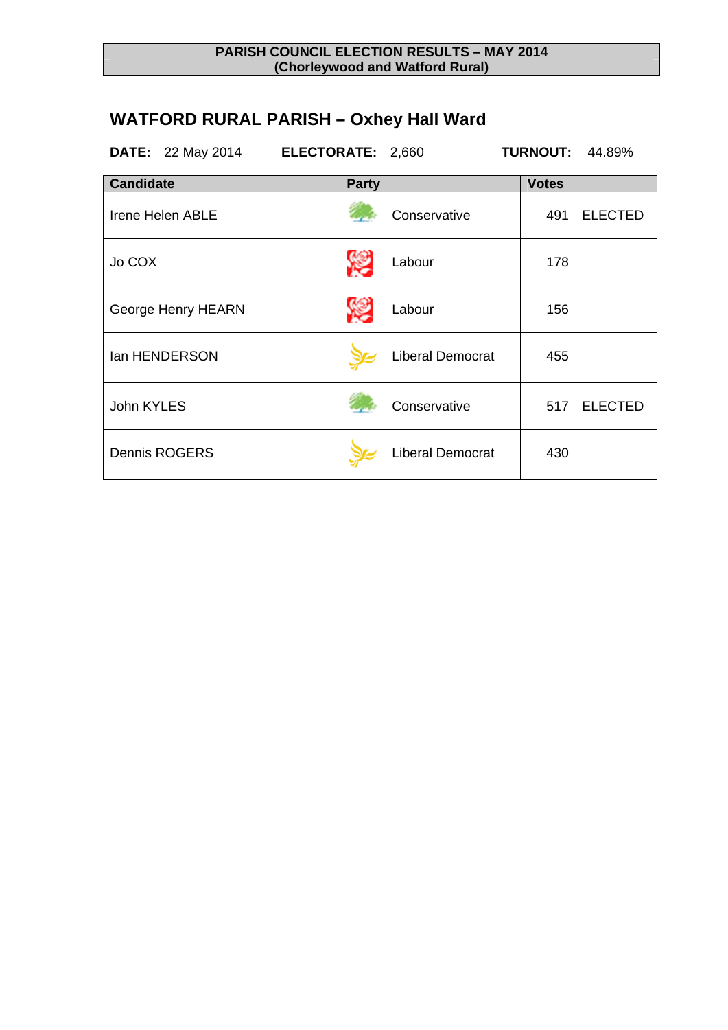**PARISH COUNCIL ELECTION RESULTS – MAY 2014**
**(Chorleywood and Watford Rural)**

## WATFORD RURAL PARISH – Oxhey Hall Ward

**DATE:** 22 May 2014 **ELECTORATE:** 2,660 **TURNOUT:** 44.89%

| Candidate | Party | Votes |
|---|---|---|
| Irene Helen ABLE | Conservative | 491 ELECTED |
| Jo COX | Labour | 178 |
| George Henry HEARN | Labour | 156 |
| Ian HENDERSON | Liberal Democrat | 455 |
| John KYLES | Conservative | 517 ELECTED |
| Dennis ROGERS | Liberal Democrat | 430 |